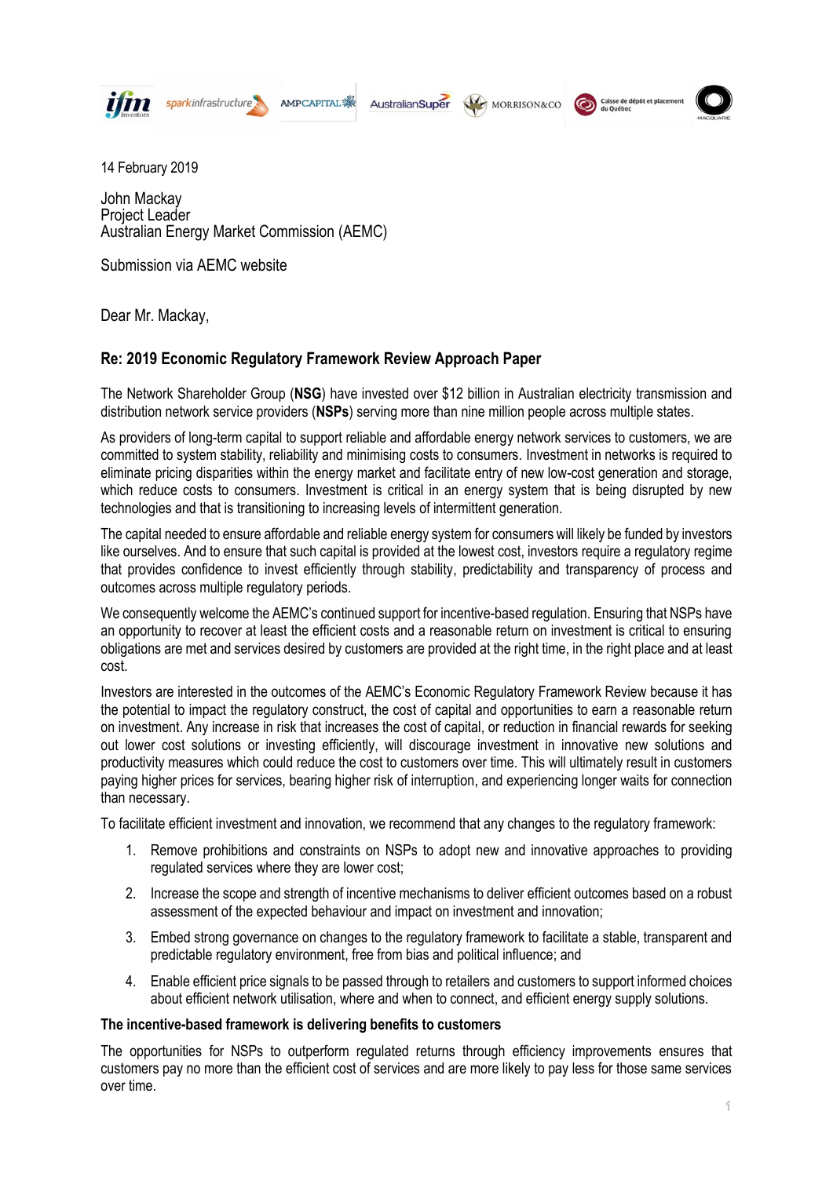14 February 2019

John Mackay
Project Leader
Australian Energy Market Commission (AEMC)

Submission via AEMC website

Dear Mr. Mackay,

**Re: 2019 Economic Regulatory Framework Review Approach Paper**

The Network Shareholder Group (**NSG**) have invested over $12 billion in Australian electricity transmission and distribution network service providers (**NSPs**) serving more than nine million people across multiple states.

As providers of long-term capital to support reliable and affordable energy network services to customers, we are committed to system stability, reliability and minimising costs to consumers. Investment in networks is required to eliminate pricing disparities within the energy market and facilitate entry of new low-cost generation and storage, which reduce costs to consumers. Investment is critical in an energy system that is being disrupted by new technologies and that is transitioning to increasing levels of intermittent generation.

The capital needed to ensure affordable and reliable energy system for consumers will likely be funded by investors like ourselves. And to ensure that such capital is provided at the lowest cost, investors require a regulatory regime that provides confidence to invest efficiently through stability, predictability and transparency of process and outcomes across multiple regulatory periods.

We consequently welcome the AEMC's continued support for incentive-based regulation. Ensuring that NSPs have an opportunity to recover at least the efficient costs and a reasonable return on investment is critical to ensuring obligations are met and services desired by customers are provided at the right time, in the right place and at least cost.

Investors are interested in the outcomes of the AEMC's Economic Regulatory Framework Review because it has the potential to impact the regulatory construct, the cost of capital and opportunities to earn a reasonable return on investment. Any increase in risk that increases the cost of capital, or reduction in financial rewards for seeking out lower cost solutions or investing efficiently, will discourage investment in innovative new solutions and productivity measures which could reduce the cost to customers over time. This will ultimately result in customers paying higher prices for services, bearing higher risk of interruption, and experiencing longer waits for connection than necessary.

To facilitate efficient investment and innovation, we recommend that any changes to the regulatory framework:

1. Remove prohibitions and constraints on NSPs to adopt new and innovative approaches to providing regulated services where they are lower cost;
2. Increase the scope and strength of incentive mechanisms to deliver efficient outcomes based on a robust assessment of the expected behaviour and impact on investment and innovation;
3. Embed strong governance on changes to the regulatory framework to facilitate a stable, transparent and predictable regulatory environment, free from bias and political influence; and
4. Enable efficient price signals to be passed through to retailers and customers to support informed choices about efficient network utilisation, where and when to connect, and efficient energy supply solutions.

**The incentive-based framework is delivering benefits to customers**

The opportunities for NSPs to outperform regulated returns through efficiency improvements ensures that customers pay no more than the efficient cost of services and are more likely to pay less for those same services over time.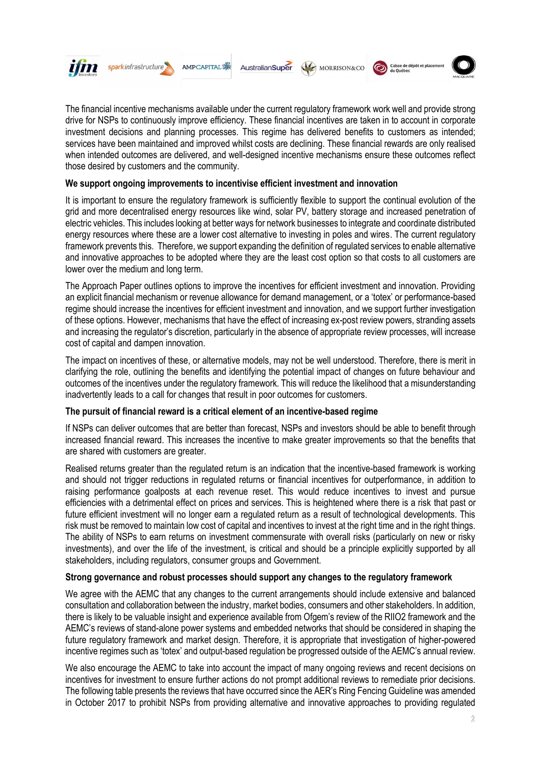The financial incentive mechanisms available under the current regulatory framework work well and provide strong drive for NSPs to continuously improve efficiency. These financial incentives are taken in to account in corporate investment decisions and planning processes. This regime has delivered benefits to customers as intended; services have been maintained and improved whilst costs are declining. These financial rewards are only realised when intended outcomes are delivered, and well-designed incentive mechanisms ensure these outcomes reflect those desired by customers and the community.

**We support ongoing improvements to incentivise efficient investment and innovation**

It is important to ensure the regulatory framework is sufficiently flexible to support the continual evolution of the grid and more decentralised energy resources like wind, solar PV, battery storage and increased penetration of electric vehicles. This includes looking at better ways for network businesses to integrate and coordinate distributed energy resources where these are a lower cost alternative to investing in poles and wires. The current regulatory framework prevents this. Therefore, we support expanding the definition of regulated services to enable alternative and innovative approaches to be adopted where they are the least cost option so that costs to all customers are lower over the medium and long term.

The Approach Paper outlines options to improve the incentives for efficient investment and innovation. Providing an explicit financial mechanism or revenue allowance for demand management, or a 'totex' or performance-based regime should increase the incentives for efficient investment and innovation, and we support further investigation of these options. However, mechanisms that have the effect of increasing ex-post review powers, stranding assets and increasing the regulator's discretion, particularly in the absence of appropriate review processes, will increase cost of capital and dampen innovation.

The impact on incentives of these, or alternative models, may not be well understood. Therefore, there is merit in clarifying the role, outlining the benefits and identifying the potential impact of changes on future behaviour and outcomes of the incentives under the regulatory framework. This will reduce the likelihood that a misunderstanding inadvertently leads to a call for changes that result in poor outcomes for customers.

**The pursuit of financial reward is a critical element of an incentive-based regime**

If NSPs can deliver outcomes that are better than forecast, NSPs and investors should be able to benefit through increased financial reward. This increases the incentive to make greater improvements so that the benefits that are shared with customers are greater.

Realised returns greater than the regulated return is an indication that the incentive-based framework is working and should not trigger reductions in regulated returns or financial incentives for outperformance, in addition to raising performance goalposts at each revenue reset. This would reduce incentives to invest and pursue efficiencies with a detrimental effect on prices and services. This is heightened where there is a risk that past or future efficient investment will no longer earn a regulated return as a result of technological developments. This risk must be removed to maintain low cost of capital and incentives to invest at the right time and in the right things. The ability of NSPs to earn returns on investment commensurate with overall risks (particularly on new or risky investments), and over the life of the investment, is critical and should be a principle explicitly supported by all stakeholders, including regulators, consumer groups and Government.

**Strong governance and robust processes should support any changes to the regulatory framework**

We agree with the AEMC that any changes to the current arrangements should include extensive and balanced consultation and collaboration between the industry, market bodies, consumers and other stakeholders. In addition, there is likely to be valuable insight and experience available from Ofgem's review of the RIIO2 framework and the AEMC's reviews of stand-alone power systems and embedded networks that should be considered in shaping the future regulatory framework and market design. Therefore, it is appropriate that investigation of higher-powered incentive regimes such as 'totex' and output-based regulation be progressed outside of the AEMC's annual review.

We also encourage the AEMC to take into account the impact of many ongoing reviews and recent decisions on incentives for investment to ensure further actions do not prompt additional reviews to remediate prior decisions. The following table presents the reviews that have occurred since the AER's Ring Fencing Guideline was amended in October 2017 to prohibit NSPs from providing alternative and innovative approaches to providing regulated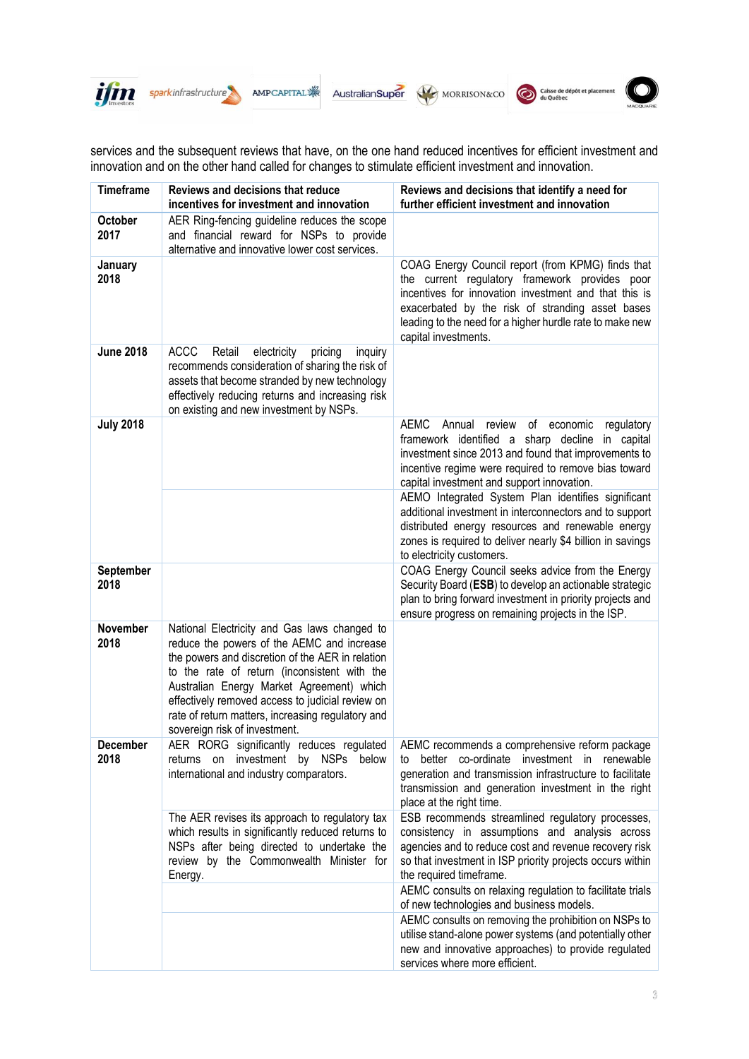services and the subsequent reviews that have, on the one hand reduced incentives for efficient investment and innovation and on the other hand called for changes to stimulate efficient investment and innovation.

| Timeframe | Reviews and decisions that reduce incentives for investment and innovation | Reviews and decisions that identify a need for further efficient investment and innovation |
|---|---|---|
| **October 2017** | AER Ring-fencing guideline reduces the scope and financial reward for NSPs to provide alternative and innovative lower cost services. | |
| **January 2018** | | COAG Energy Council report (from KPMG) finds that the current regulatory framework provides poor incentives for innovation investment and that this is exacerbated by the risk of stranding asset bases leading to the need for a higher hurdle rate to make new capital investments. |
| **June 2018** | ACCC Retail electricity pricing inquiry recommends consideration of sharing the risk of assets that become stranded by new technology effectively reducing returns and increasing risk on existing and new investment by NSPs. | |
| **July 2018** | | AEMC Annual review of economic regulatory framework identified a sharp decline in capital investment since 2013 and found that improvements to incentive regime were required to remove bias toward capital investment and support innovation. |
| | | AEMO Integrated System Plan identifies significant additional investment in interconnectors and to support distributed energy resources and renewable energy zones is required to deliver nearly $4 billion in savings to electricity customers. |
| **September 2018** | | COAG Energy Council seeks advice from the Energy Security Board (**ESB**) to develop an actionable strategic plan to bring forward investment in priority projects and ensure progress on remaining projects in the ISP. |
| **November 2018** | National Electricity and Gas laws changed to reduce the powers of the AEMC and increase the powers and discretion of the AER in relation to the rate of return (inconsistent with the Australian Energy Market Agreement) which effectively removed access to judicial review on rate of return matters, increasing regulatory and sovereign risk of investment. | |
| **December 2018** | AER RORG significantly reduces regulated returns on investment by NSPs below international and industry comparators. | AEMC recommends a comprehensive reform package to better co-ordinate investment in renewable generation and transmission infrastructure to facilitate transmission and generation investment in the right place at the right time. |
| | The AER revises its approach to regulatory tax which results in significantly reduced returns to NSPs after being directed to undertake the review by the Commonwealth Minister for Energy. | ESB recommends streamlined regulatory processes, consistency in assumptions and analysis across agencies and to reduce cost and revenue recovery risk so that investment in ISP priority projects occurs within the required timeframe. |
| | | AEMC consults on relaxing regulation to facilitate trials of new technologies and business models. |
| | | AEMC consults on removing the prohibition on NSPs to utilise stand-alone power systems (and potentially other new and innovative approaches) to provide regulated services where more efficient. |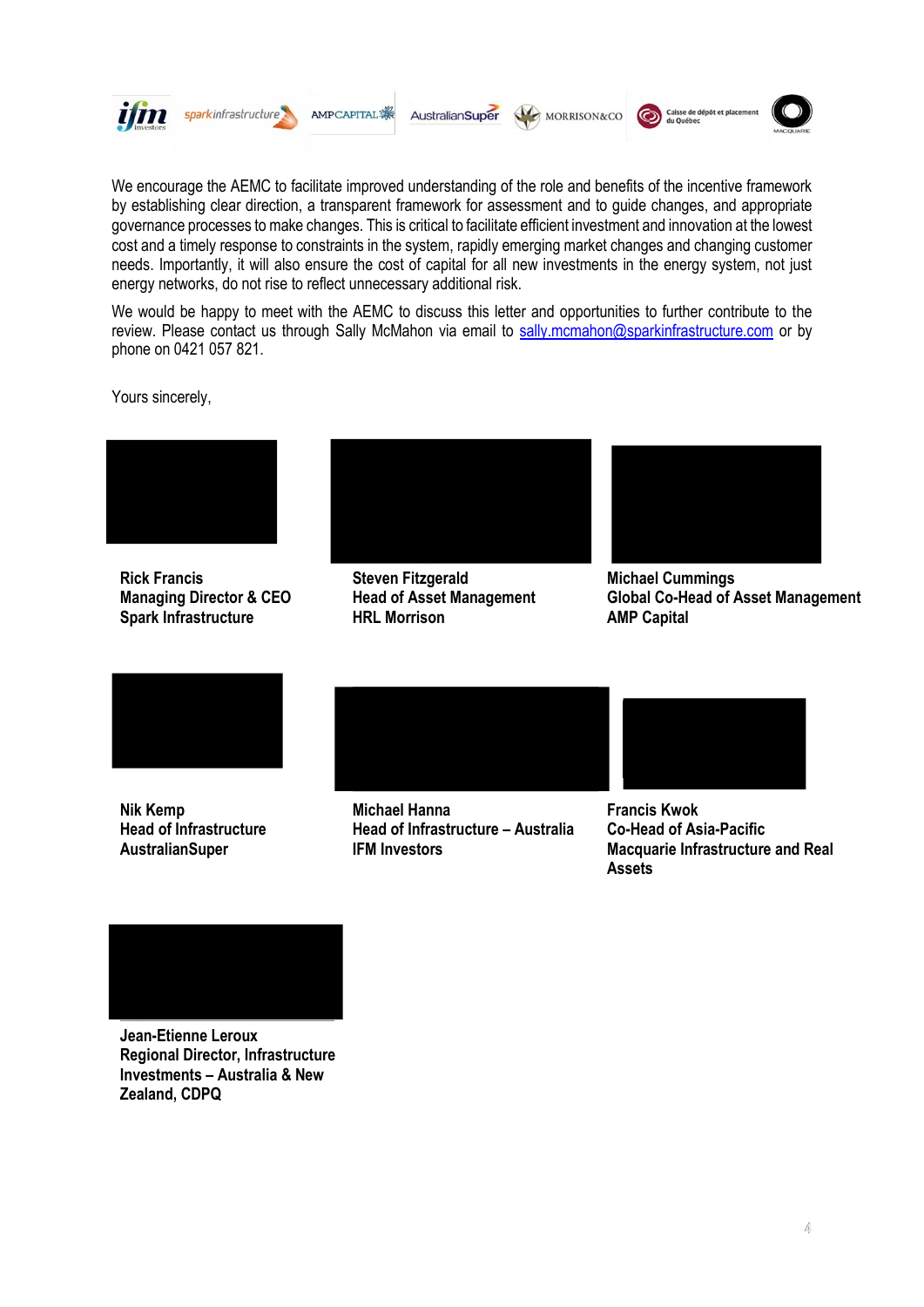We encourage the AEMC to facilitate improved understanding of the role and benefits of the incentive framework by establishing clear direction, a transparent framework for assessment and to guide changes, and appropriate governance processes to make changes. This is critical to facilitate efficient investment and innovation at the lowest cost and a timely response to constraints in the system, rapidly emerging market changes and changing customer needs. Importantly, it will also ensure the cost of capital for all new investments in the energy system, not just energy networks, do not rise to reflect unnecessary additional risk.

We would be happy to meet with the AEMC to discuss this letter and opportunities to further contribute to the review. Please contact us through Sally McMahon via email to sally.mcmahon@sparkinfrastructure.com or by phone on 0421 057 821.

Yours sincerely,

**Rick Francis**
**Managing Director & CEO**
**Spark Infrastructure**

**Steven Fitzgerald**
**Head of Asset Management**
**HRL Morrison**

**Michael Cummings**
**Global Co-Head of Asset Management**
**AMP Capital**

**Nik Kemp**
**Head of Infrastructure**
**AustralianSuper**

**Michael Hanna**
**Head of Infrastructure – Australia**
**IFM Investors**

**Francis Kwok**
**Co-Head of Asia-Pacific**
**Macquarie Infrastructure and Real Assets**

**Jean-Etienne Leroux**
**Regional Director, Infrastructure Investments – Australia & New Zealand, CDPQ**